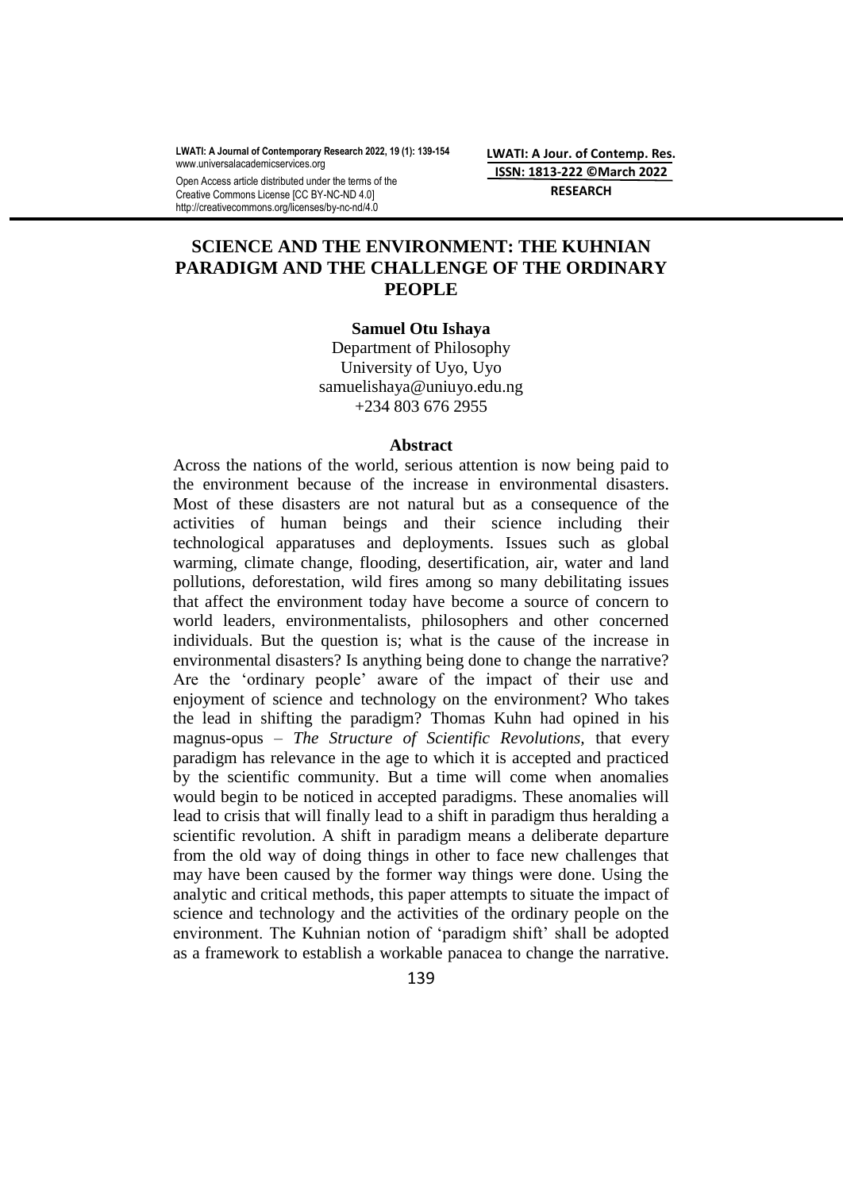# SCIENCE AND THE ENVIRONMENT: THE KUHNIAN PARADIGM AND THE CHALLENGE OF THE ORDINARY PEOPLE

**Samuel Otu Ishaya**
Department of Philosophy
University of Uyo, Uyo
samuelishaya@uniuyo.edu.ng
+234 803 676 2955

## Abstract

Across the nations of the world, serious attention is now being paid to the environment because of the increase in environmental disasters. Most of these disasters are not natural but as a consequence of the activities of human beings and their science including their technological apparatuses and deployments. Issues such as global warming, climate change, flooding, desertification, air, water and land pollutions, deforestation, wild fires among so many debilitating issues that affect the environment today have become a source of concern to world leaders, environmentalists, philosophers and other concerned individuals. But the question is; what is the cause of the increase in environmental disasters? Is anything being done to change the narrative? Are the 'ordinary people' aware of the impact of their use and enjoyment of science and technology on the environment? Who takes the lead in shifting the paradigm? Thomas Kuhn had opined in his magnus-opus – *The Structure of Scientific Revolutions,* that every paradigm has relevance in the age to which it is accepted and practiced by the scientific community. But a time will come when anomalies would begin to be noticed in accepted paradigms. These anomalies will lead to crisis that will finally lead to a shift in paradigm thus heralding a scientific revolution. A shift in paradigm means a deliberate departure from the old way of doing things in other to face new challenges that may have been caused by the former way things were done. Using the analytic and critical methods, this paper attempts to situate the impact of science and technology and the activities of the ordinary people on the environment. The Kuhnian notion of 'paradigm shift' shall be adopted as a framework to establish a workable panacea to change the narrative.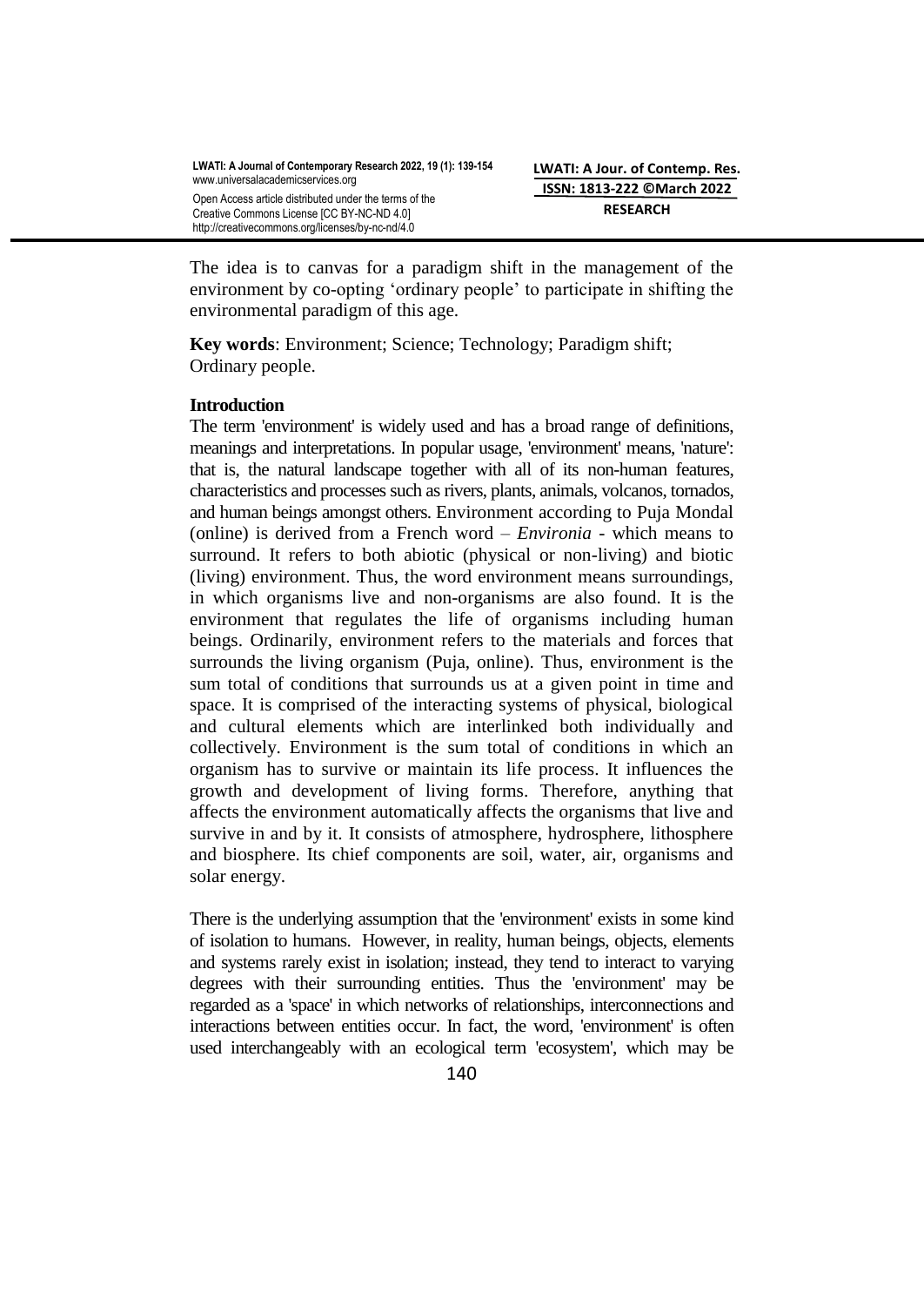The idea is to canvas for a paradigm shift in the management of the environment by co-opting 'ordinary people' to participate in shifting the environmental paradigm of this age.

**Key words**: Environment; Science; Technology; Paradigm shift; Ordinary people.

**Introduction**

The term 'environment' is widely used and has a broad range of definitions, meanings and interpretations. In popular usage, 'environment' means, 'nature': that is, the natural landscape together with all of its non-human features, characteristics and processes such as rivers, plants, animals, volcanos, tornados, and human beings amongst others. Environment according to Puja Mondal (online) is derived from a French word – *Environia* - which means to surround. It refers to both abiotic (physical or non-living) and biotic (living) environment. Thus, the word environment means surroundings, in which organisms live and non-organisms are also found. It is the environment that regulates the life of organisms including human beings. Ordinarily, environment refers to the materials and forces that surrounds the living organism (Puja, online). Thus, environment is the sum total of conditions that surrounds us at a given point in time and space. It is comprised of the interacting systems of physical, biological and cultural elements which are interlinked both individually and collectively. Environment is the sum total of conditions in which an organism has to survive or maintain its life process. It influences the growth and development of living forms. Therefore, anything that affects the environment automatically affects the organisms that live and survive in and by it. It consists of atmosphere, hydrosphere, lithosphere and biosphere. Its chief components are soil, water, air, organisms and solar energy.

There is the underlying assumption that the 'environment' exists in some kind of isolation to humans. However, in reality, human beings, objects, elements and systems rarely exist in isolation; instead, they tend to interact to varying degrees with their surrounding entities. Thus the 'environment' may be regarded as a 'space' in which networks of relationships, interconnections and interactions between entities occur. In fact, the word, 'environment' is often used interchangeably with an ecological term 'ecosystem', which may be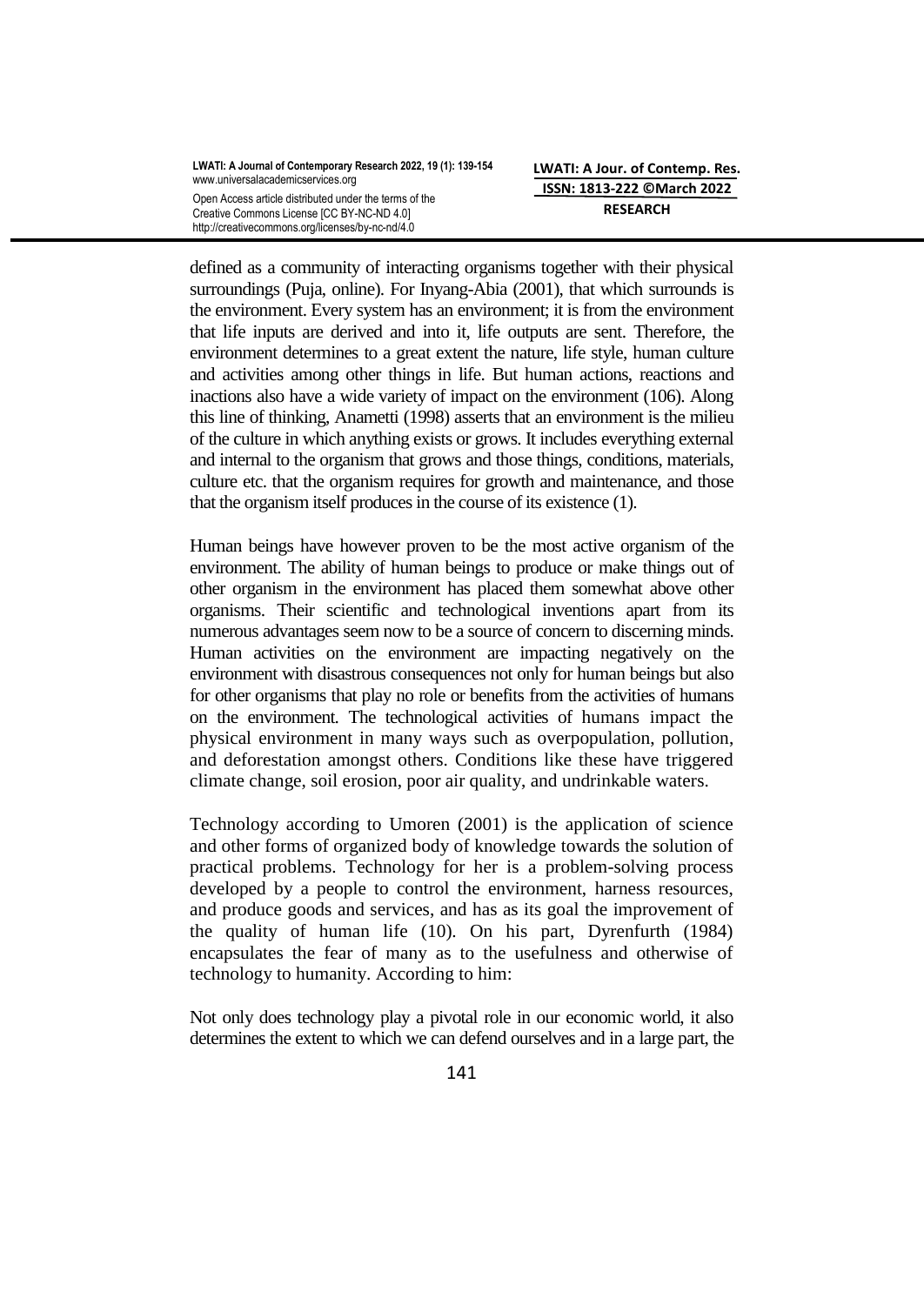defined as a community of interacting organisms together with their physical surroundings (Puja, online). For Inyang-Abia (2001), that which surrounds is the environment. Every system has an environment; it is from the environment that life inputs are derived and into it, life outputs are sent. Therefore, the environment determines to a great extent the nature, life style, human culture and activities among other things in life. But human actions, reactions and inactions also have a wide variety of impact on the environment (106). Along this line of thinking, Anametti (1998) asserts that an environment is the milieu of the culture in which anything exists or grows. It includes everything external and internal to the organism that grows and those things, conditions, materials, culture etc. that the organism requires for growth and maintenance, and those that the organism itself produces in the course of its existence (1).

Human beings have however proven to be the most active organism of the environment. The ability of human beings to produce or make things out of other organism in the environment has placed them somewhat above other organisms. Their scientific and technological inventions apart from its numerous advantages seem now to be a source of concern to discerning minds. Human activities on the environment are impacting negatively on the environment with disastrous consequences not only for human beings but also for other organisms that play no role or benefits from the activities of humans on the environment. The technological activities of humans impact the physical environment in many ways such as overpopulation, pollution, and deforestation amongst others. Conditions like these have triggered climate change, soil erosion, poor air quality, and undrinkable waters.

Technology according to Umoren (2001) is the application of science and other forms of organized body of knowledge towards the solution of practical problems. Technology for her is a problem-solving process developed by a people to control the environment, harness resources, and produce goods and services, and has as its goal the improvement of the quality of human life (10). On his part, Dyrenfurth (1984) encapsulates the fear of many as to the usefulness and otherwise of technology to humanity. According to him:

Not only does technology play a pivotal role in our economic world, it also determines the extent to which we can defend ourselves and in a large part, the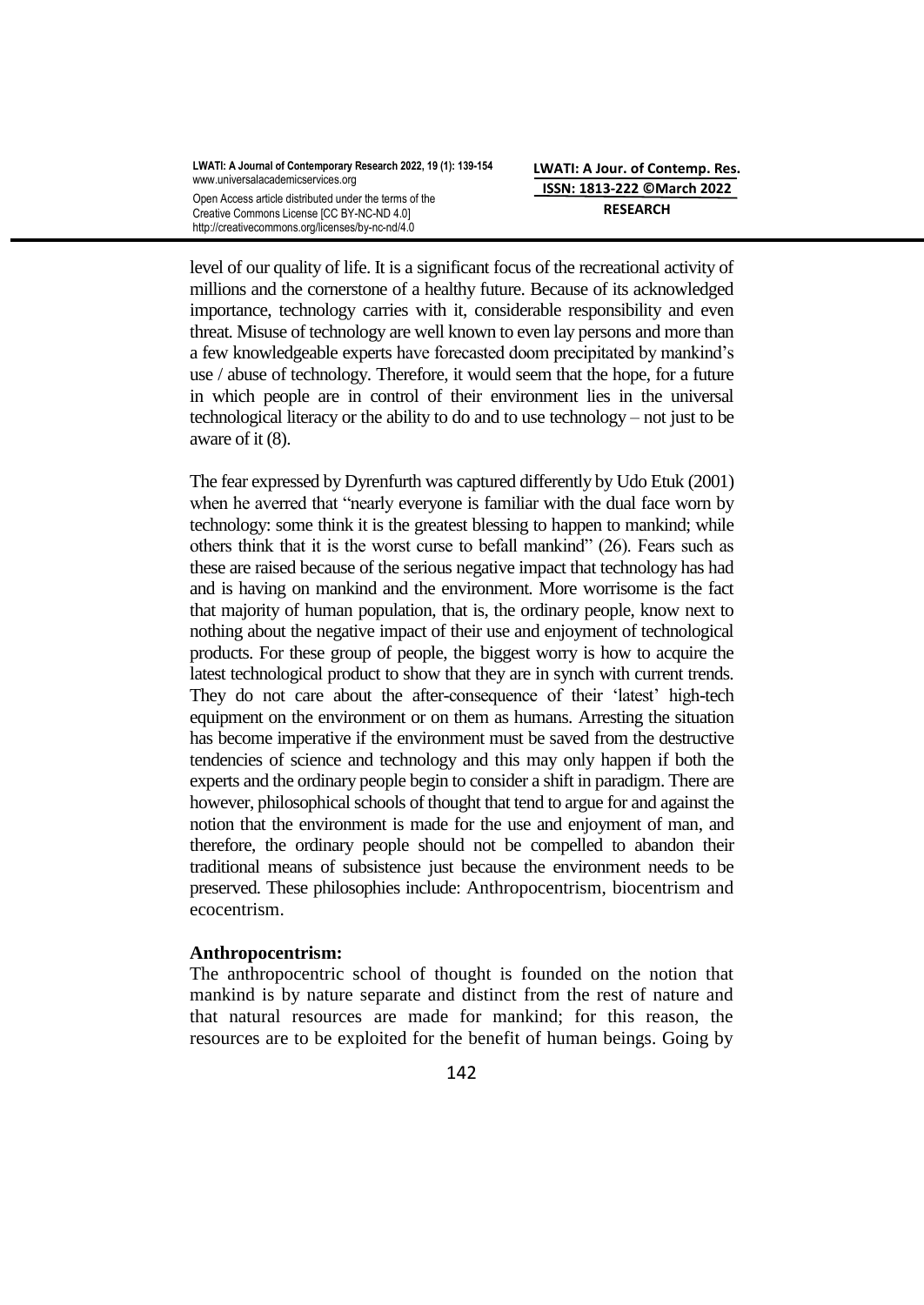level of our quality of life. It is a significant focus of the recreational activity of millions and the cornerstone of a healthy future. Because of its acknowledged importance, technology carries with it, considerable responsibility and even threat. Misuse of technology are well known to even lay persons and more than a few knowledgeable experts have forecasted doom precipitated by mankind's use / abuse of technology. Therefore, it would seem that the hope, for a future in which people are in control of their environment lies in the universal technological literacy or the ability to do and to use technology – not just to be aware of it (8).

The fear expressed by Dyrenfurth was captured differently by Udo Etuk (2001) when he averred that "nearly everyone is familiar with the dual face worn by technology: some think it is the greatest blessing to happen to mankind; while others think that it is the worst curse to befall mankind" (26). Fears such as these are raised because of the serious negative impact that technology has had and is having on mankind and the environment. More worrisome is the fact that majority of human population, that is, the ordinary people, know next to nothing about the negative impact of their use and enjoyment of technological products. For these group of people, the biggest worry is how to acquire the latest technological product to show that they are in synch with current trends. They do not care about the after-consequence of their 'latest' high-tech equipment on the environment or on them as humans. Arresting the situation has become imperative if the environment must be saved from the destructive tendencies of science and technology and this may only happen if both the experts and the ordinary people begin to consider a shift in paradigm. There are however, philosophical schools of thought that tend to argue for and against the notion that the environment is made for the use and enjoyment of man, and therefore, the ordinary people should not be compelled to abandon their traditional means of subsistence just because the environment needs to be preserved. These philosophies include: Anthropocentrism, biocentrism and ecocentrism.

**Anthropocentrism:**

The anthropocentric school of thought is founded on the notion that mankind is by nature separate and distinct from the rest of nature and that natural resources are made for mankind; for this reason, the resources are to be exploited for the benefit of human beings. Going by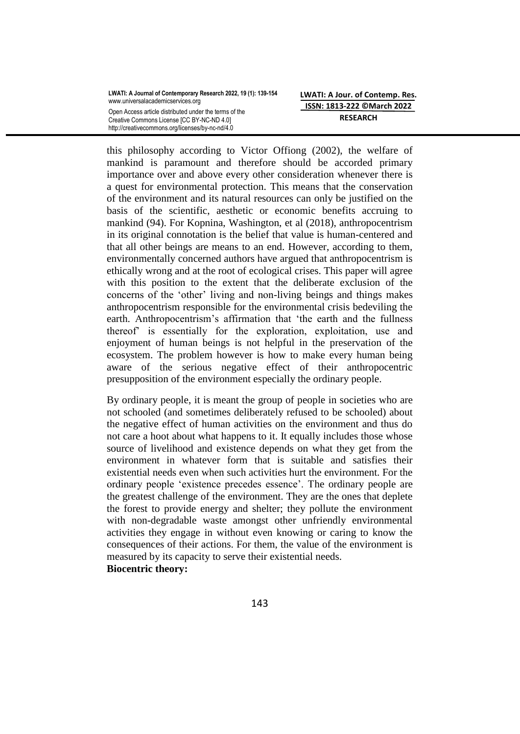this philosophy according to Victor Offiong (2002), the welfare of mankind is paramount and therefore should be accorded primary importance over and above every other consideration whenever there is a quest for environmental protection. This means that the conservation of the environment and its natural resources can only be justified on the basis of the scientific, aesthetic or economic benefits accruing to mankind (94). For Kopnina, Washington, et al (2018), anthropocentrism in its original connotation is the belief that value is human-centered and that all other beings are means to an end. However, according to them, environmentally concerned authors have argued that anthropocentrism is ethically wrong and at the root of ecological crises. This paper will agree with this position to the extent that the deliberate exclusion of the concerns of the 'other' living and non-living beings and things makes anthropocentrism responsible for the environmental crisis bedeviling the earth. Anthropocentrism's affirmation that 'the earth and the fullness thereof' is essentially for the exploration, exploitation, use and enjoyment of human beings is not helpful in the preservation of the ecosystem. The problem however is how to make every human being aware of the serious negative effect of their anthropocentric presupposition of the environment especially the ordinary people.

By ordinary people, it is meant the group of people in societies who are not schooled (and sometimes deliberately refused to be schooled) about the negative effect of human activities on the environment and thus do not care a hoot about what happens to it. It equally includes those whose source of livelihood and existence depends on what they get from the environment in whatever form that is suitable and satisfies their existential needs even when such activities hurt the environment. For the ordinary people 'existence precedes essence'. The ordinary people are the greatest challenge of the environment. They are the ones that deplete the forest to provide energy and shelter; they pollute the environment with non-degradable waste amongst other unfriendly environmental activities they engage in without even knowing or caring to know the consequences of their actions. For them, the value of the environment is measured by its capacity to serve their existential needs.

**Biocentric theory:**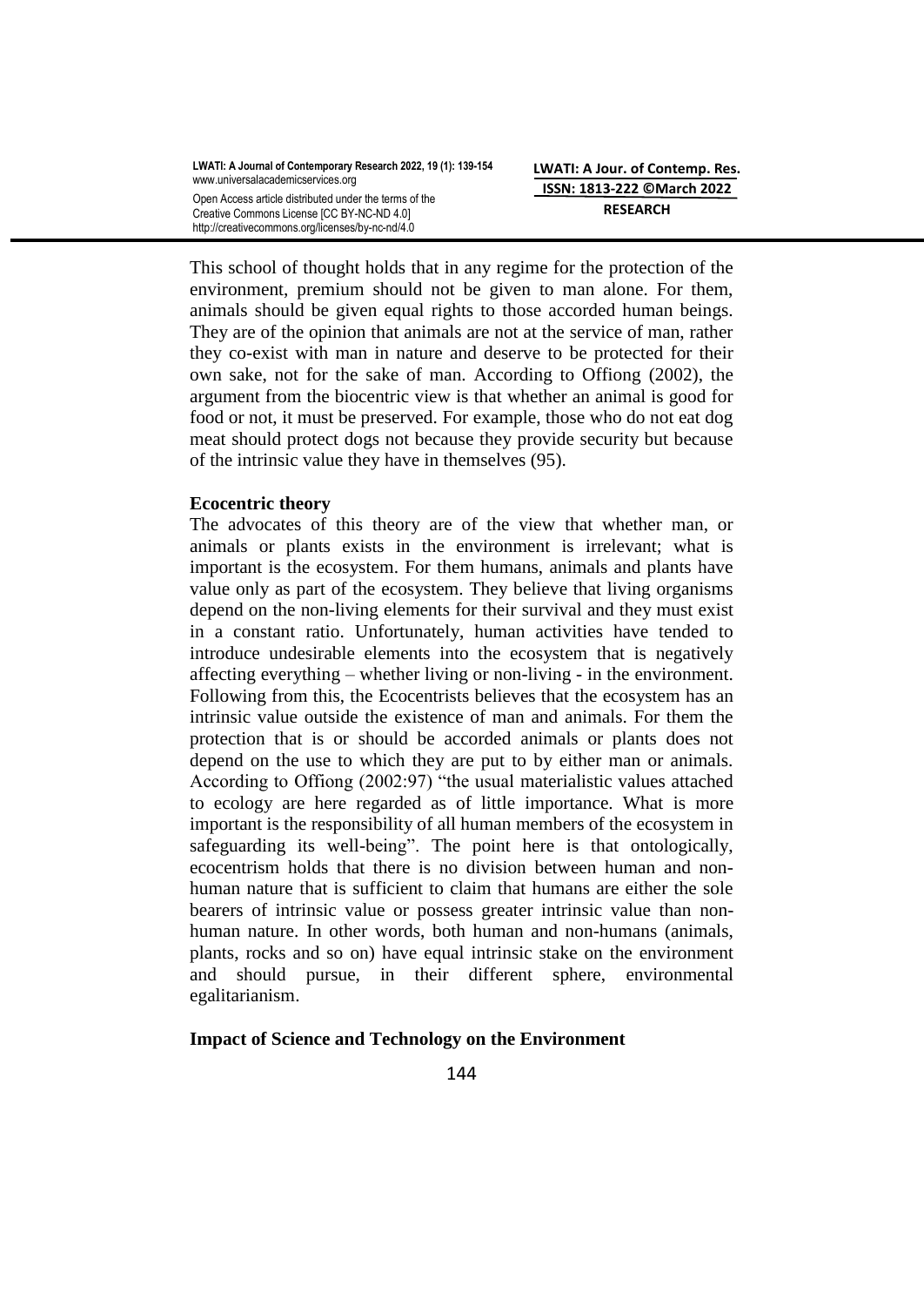This school of thought holds that in any regime for the protection of the environment, premium should not be given to man alone. For them, animals should be given equal rights to those accorded human beings. They are of the opinion that animals are not at the service of man, rather they co-exist with man in nature and deserve to be protected for their own sake, not for the sake of man. According to Offiong (2002), the argument from the biocentric view is that whether an animal is good for food or not, it must be preserved. For example, those who do not eat dog meat should protect dogs not because they provide security but because of the intrinsic value they have in themselves (95).

**Ecocentric theory**

The advocates of this theory are of the view that whether man, or animals or plants exists in the environment is irrelevant; what is important is the ecosystem. For them humans, animals and plants have value only as part of the ecosystem. They believe that living organisms depend on the non-living elements for their survival and they must exist in a constant ratio. Unfortunately, human activities have tended to introduce undesirable elements into the ecosystem that is negatively affecting everything – whether living or non-living - in the environment. Following from this, the Ecocentrists believes that the ecosystem has an intrinsic value outside the existence of man and animals. For them the protection that is or should be accorded animals or plants does not depend on the use to which they are put to by either man or animals. According to Offiong (2002:97) "the usual materialistic values attached to ecology are here regarded as of little importance. What is more important is the responsibility of all human members of the ecosystem in safeguarding its well-being". The point here is that ontologically, ecocentrism holds that there is no division between human and non-human nature that is sufficient to claim that humans are either the sole bearers of intrinsic value or possess greater intrinsic value than non-human nature. In other words, both human and non-humans (animals, plants, rocks and so on) have equal intrinsic stake on the environment and should pursue, in their different sphere, environmental egalitarianism.

**Impact of Science and Technology on the Environment**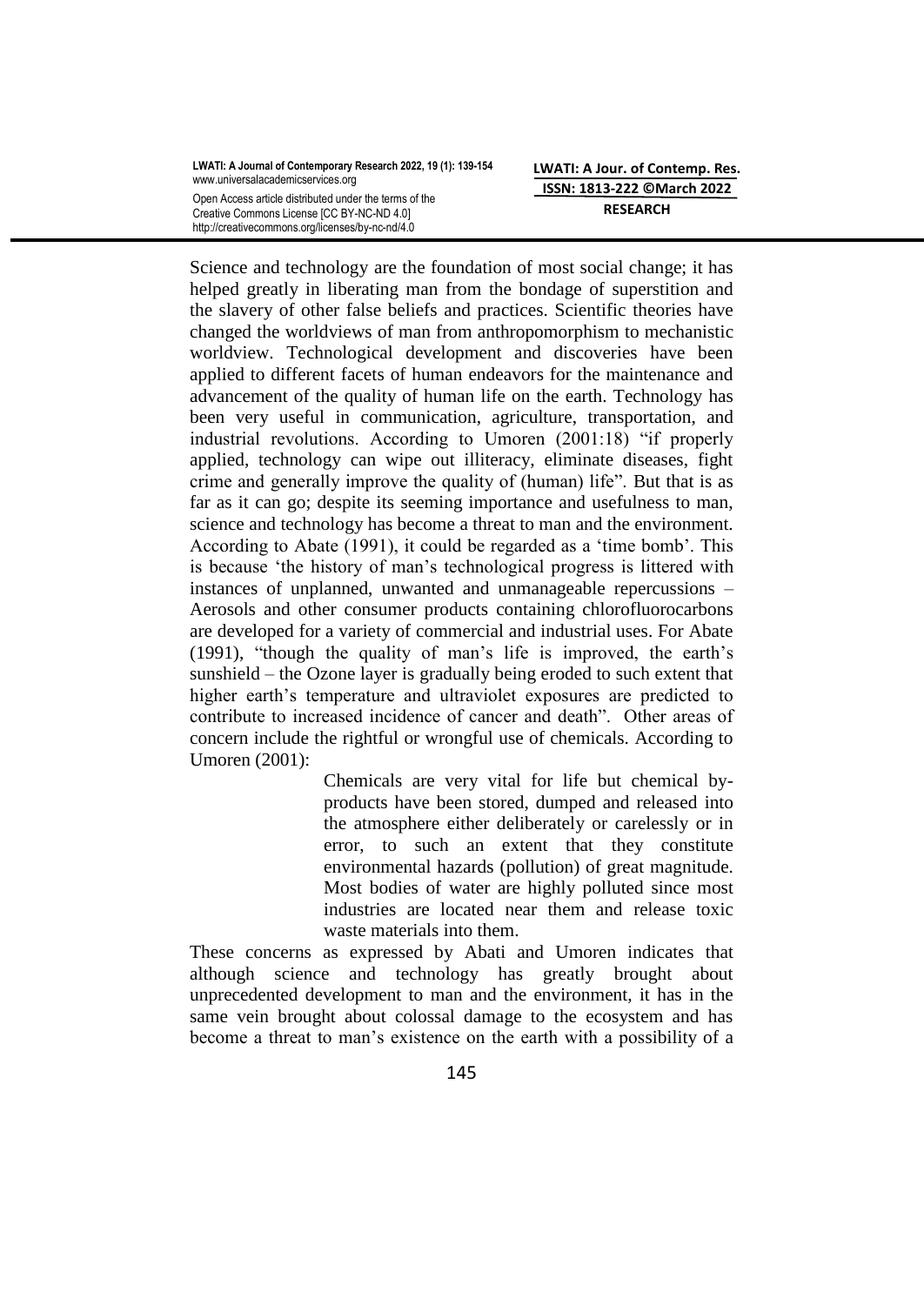Science and technology are the foundation of most social change; it has helped greatly in liberating man from the bondage of superstition and the slavery of other false beliefs and practices. Scientific theories have changed the worldviews of man from anthropomorphism to mechanistic worldview. Technological development and discoveries have been applied to different facets of human endeavors for the maintenance and advancement of the quality of human life on the earth. Technology has been very useful in communication, agriculture, transportation, and industrial revolutions. According to Umoren (2001:18) "if properly applied, technology can wipe out illiteracy, eliminate diseases, fight crime and generally improve the quality of (human) life". But that is as far as it can go; despite its seeming importance and usefulness to man, science and technology has become a threat to man and the environment. According to Abate (1991), it could be regarded as a 'time bomb'. This is because 'the history of man's technological progress is littered with instances of unplanned, unwanted and unmanageable repercussions – Aerosols and other consumer products containing chlorofluorocarbons are developed for a variety of commercial and industrial uses. For Abate (1991), "though the quality of man's life is improved, the earth's sunshield – the Ozone layer is gradually being eroded to such extent that higher earth's temperature and ultraviolet exposures are predicted to contribute to increased incidence of cancer and death". Other areas of concern include the rightful or wrongful use of chemicals. According to Umoren (2001):

> Chemicals are very vital for life but chemical by-products have been stored, dumped and released into the atmosphere either deliberately or carelessly or in error, to such an extent that they constitute environmental hazards (pollution) of great magnitude. Most bodies of water are highly polluted since most industries are located near them and release toxic waste materials into them.

These concerns as expressed by Abati and Umoren indicates that although science and technology has greatly brought about unprecedented development to man and the environment, it has in the same vein brought about colossal damage to the ecosystem and has become a threat to man's existence on the earth with a possibility of a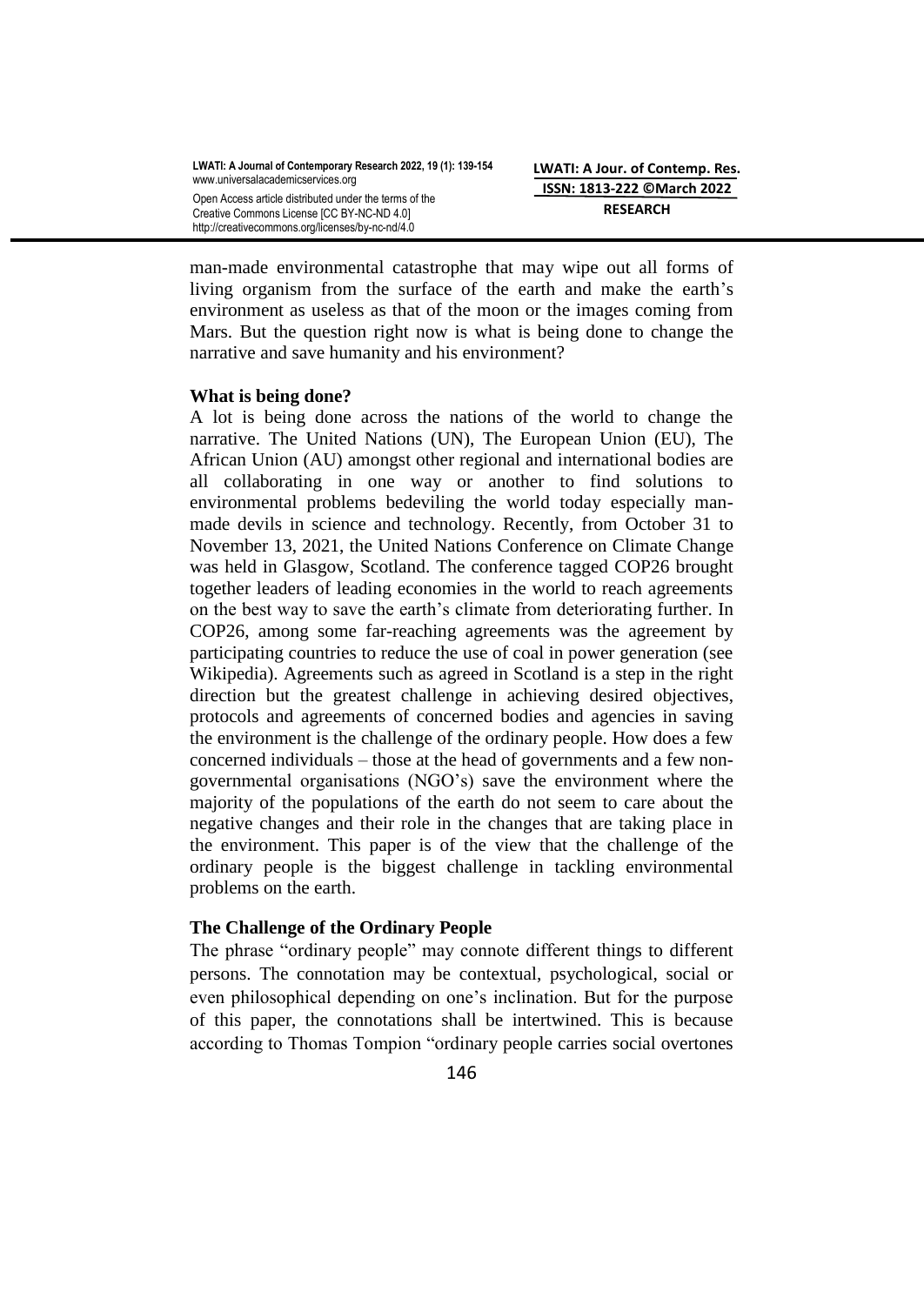man-made environmental catastrophe that may wipe out all forms of living organism from the surface of the earth and make the earth's environment as useless as that of the moon or the images coming from Mars. But the question right now is what is being done to change the narrative and save humanity and his environment?

**What is being done?**

A lot is being done across the nations of the world to change the narrative. The United Nations (UN), The European Union (EU), The African Union (AU) amongst other regional and international bodies are all collaborating in one way or another to find solutions to environmental problems bedeviling the world today especially man-made devils in science and technology. Recently, from October 31 to November 13, 2021, the United Nations Conference on Climate Change was held in Glasgow, Scotland. The conference tagged COP26 brought together leaders of leading economies in the world to reach agreements on the best way to save the earth's climate from deteriorating further. In COP26, among some far-reaching agreements was the agreement by participating countries to reduce the use of coal in power generation (see Wikipedia). Agreements such as agreed in Scotland is a step in the right direction but the greatest challenge in achieving desired objectives, protocols and agreements of concerned bodies and agencies in saving the environment is the challenge of the ordinary people. How does a few concerned individuals – those at the head of governments and a few non-governmental organisations (NGO's) save the environment where the majority of the populations of the earth do not seem to care about the negative changes and their role in the changes that are taking place in the environment. This paper is of the view that the challenge of the ordinary people is the biggest challenge in tackling environmental problems on the earth.

**The Challenge of the Ordinary People**

The phrase "ordinary people" may connote different things to different persons. The connotation may be contextual, psychological, social or even philosophical depending on one's inclination. But for the purpose of this paper, the connotations shall be intertwined. This is because according to Thomas Tompion "ordinary people carries social overtones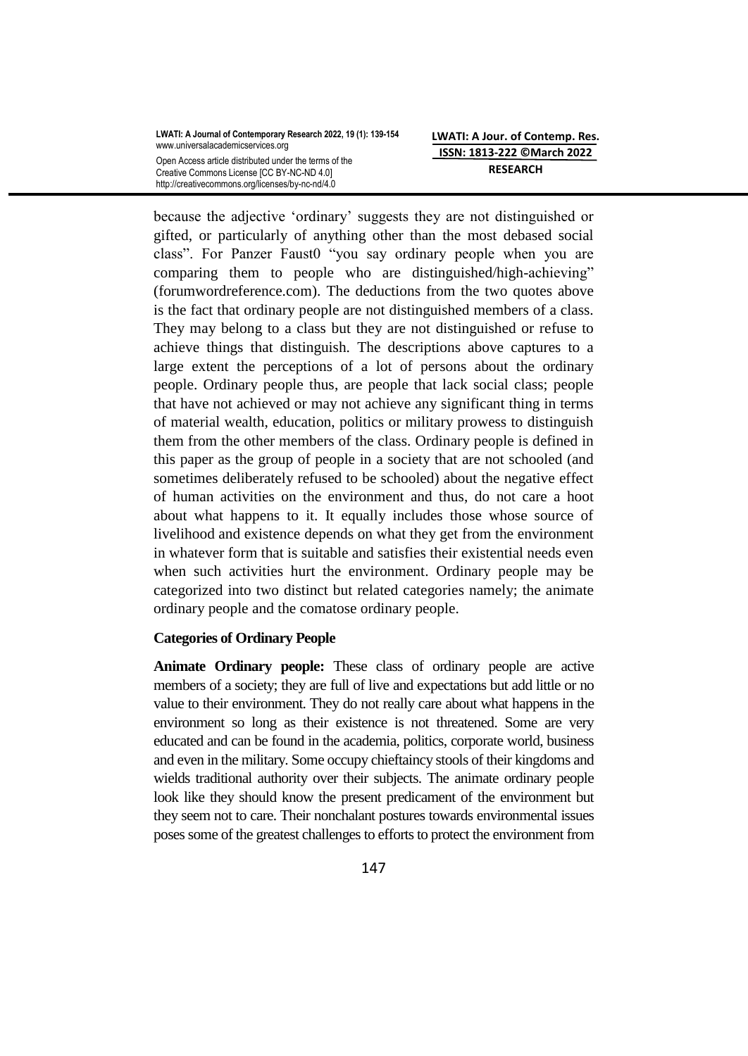because the adjective 'ordinary' suggests they are not distinguished or gifted, or particularly of anything other than the most debased social class". For Panzer Faust0 "you say ordinary people when you are comparing them to people who are distinguished/high-achieving" (forumwordreference.com). The deductions from the two quotes above is the fact that ordinary people are not distinguished members of a class. They may belong to a class but they are not distinguished or refuse to achieve things that distinguish. The descriptions above captures to a large extent the perceptions of a lot of persons about the ordinary people. Ordinary people thus, are people that lack social class; people that have not achieved or may not achieve any significant thing in terms of material wealth, education, politics or military prowess to distinguish them from the other members of the class. Ordinary people is defined in this paper as the group of people in a society that are not schooled (and sometimes deliberately refused to be schooled) about the negative effect of human activities on the environment and thus, do not care a hoot about what happens to it. It equally includes those whose source of livelihood and existence depends on what they get from the environment in whatever form that is suitable and satisfies their existential needs even when such activities hurt the environment. Ordinary people may be categorized into two distinct but related categories namely; the animate ordinary people and the comatose ordinary people.

### Categories of Ordinary People

**Animate Ordinary people:** These class of ordinary people are active members of a society; they are full of live and expectations but add little or no value to their environment. They do not really care about what happens in the environment so long as their existence is not threatened. Some are very educated and can be found in the academia, politics, corporate world, business and even in the military. Some occupy chieftaincy stools of their kingdoms and wields traditional authority over their subjects. The animate ordinary people look like they should know the present predicament of the environment but they seem not to care. Their nonchalant postures towards environmental issues poses some of the greatest challenges to efforts to protect the environment from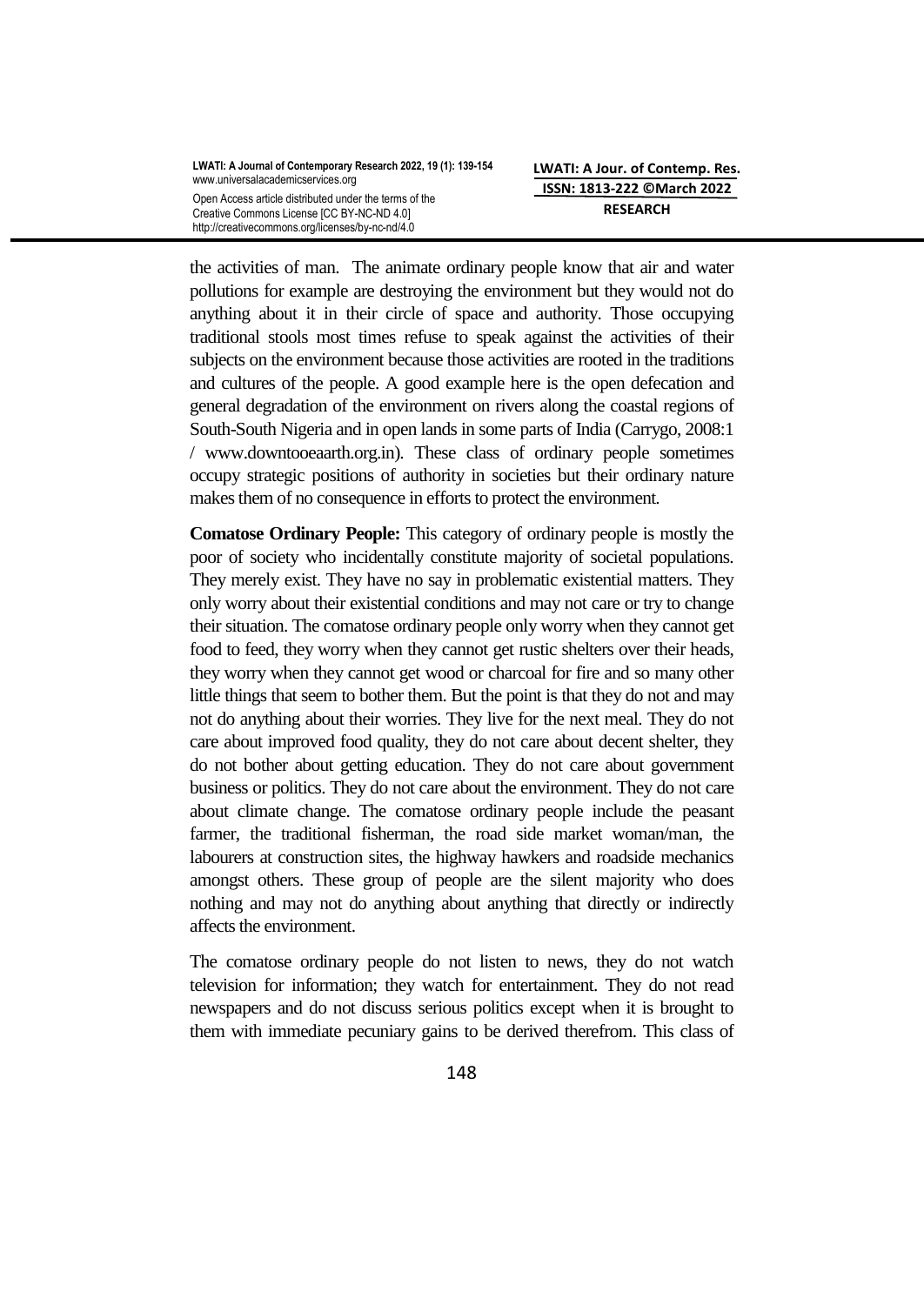the activities of man. The animate ordinary people know that air and water pollutions for example are destroying the environment but they would not do anything about it in their circle of space and authority. Those occupying traditional stools most times refuse to speak against the activities of their subjects on the environment because those activities are rooted in the traditions and cultures of the people. A good example here is the open defecation and general degradation of the environment on rivers along the coastal regions of South-South Nigeria and in open lands in some parts of India (Carrygo, 2008:1 / www.downtooeaarth.org.in). These class of ordinary people sometimes occupy strategic positions of authority in societies but their ordinary nature makes them of no consequence in efforts to protect the environment.

**Comatose Ordinary People:** This category of ordinary people is mostly the poor of society who incidentally constitute majority of societal populations. They merely exist. They have no say in problematic existential matters. They only worry about their existential conditions and may not care or try to change their situation. The comatose ordinary people only worry when they cannot get food to feed, they worry when they cannot get rustic shelters over their heads, they worry when they cannot get wood or charcoal for fire and so many other little things that seem to bother them. But the point is that they do not and may not do anything about their worries. They live for the next meal. They do not care about improved food quality, they do not care about decent shelter, they do not bother about getting education. They do not care about government business or politics. They do not care about the environment. They do not care about climate change. The comatose ordinary people include the peasant farmer, the traditional fisherman, the road side market woman/man, the labourers at construction sites, the highway hawkers and roadside mechanics amongst others. These group of people are the silent majority who does nothing and may not do anything about anything that directly or indirectly affects the environment.

The comatose ordinary people do not listen to news, they do not watch television for information; they watch for entertainment. They do not read newspapers and do not discuss serious politics except when it is brought to them with immediate pecuniary gains to be derived therefrom. This class of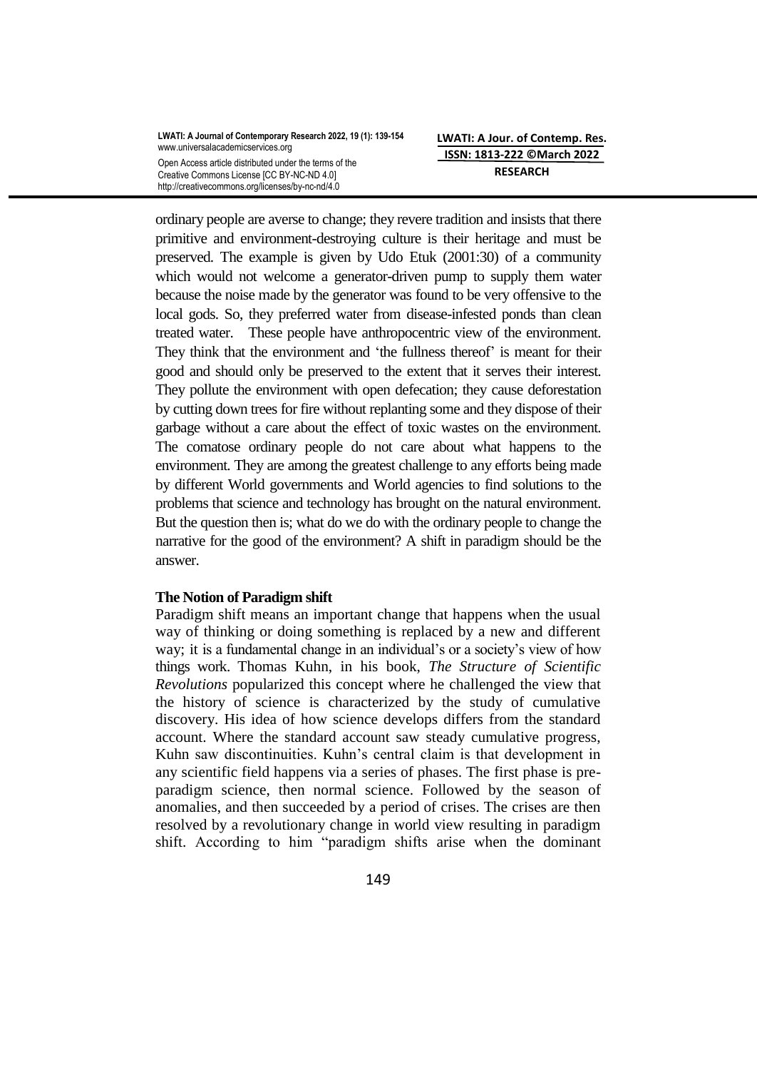ordinary people are averse to change; they revere tradition and insists that there primitive and environment-destroying culture is their heritage and must be preserved. The example is given by Udo Etuk (2001:30) of a community which would not welcome a generator-driven pump to supply them water because the noise made by the generator was found to be very offensive to the local gods. So, they preferred water from disease-infested ponds than clean treated water. These people have anthropocentric view of the environment. They think that the environment and 'the fullness thereof' is meant for their good and should only be preserved to the extent that it serves their interest. They pollute the environment with open defecation; they cause deforestation by cutting down trees for fire without replanting some and they dispose of their garbage without a care about the effect of toxic wastes on the environment. The comatose ordinary people do not care about what happens to the environment. They are among the greatest challenge to any efforts being made by different World governments and World agencies to find solutions to the problems that science and technology has brought on the natural environment. But the question then is; what do we do with the ordinary people to change the narrative for the good of the environment? A shift in paradigm should be the answer.

**The Notion of Paradigm shift**

Paradigm shift means an important change that happens when the usual way of thinking or doing something is replaced by a new and different way; it is a fundamental change in an individual's or a society's view of how things work. Thomas Kuhn, in his book, *The Structure of Scientific Revolutions* popularized this concept where he challenged the view that the history of science is characterized by the study of cumulative discovery. His idea of how science develops differs from the standard account. Where the standard account saw steady cumulative progress, Kuhn saw discontinuities. Kuhn's central claim is that development in any scientific field happens via a series of phases. The first phase is pre-paradigm science, then normal science. Followed by the season of anomalies, and then succeeded by a period of crises. The crises are then resolved by a revolutionary change in world view resulting in paradigm shift. According to him "paradigm shifts arise when the dominant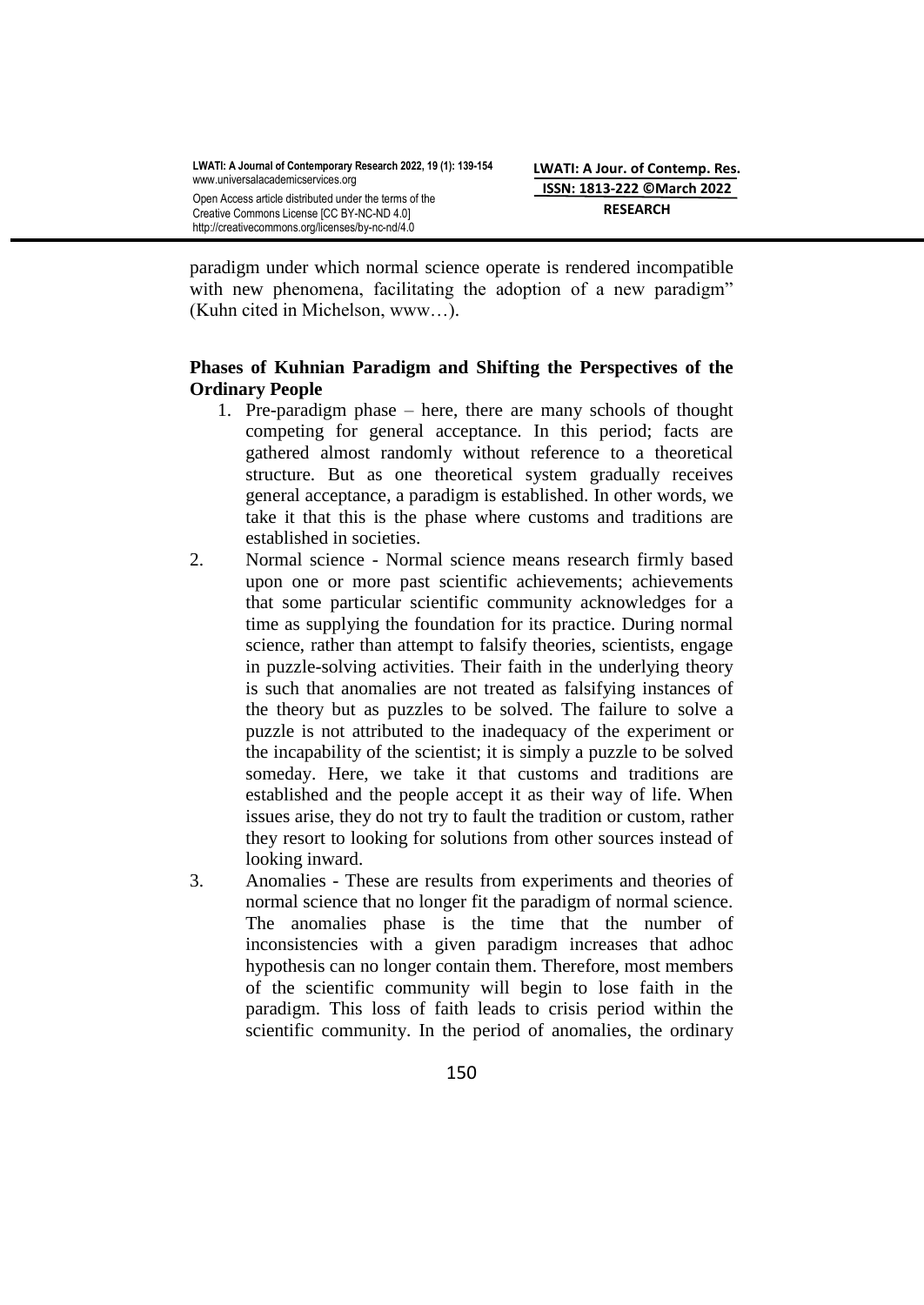paradigm under which normal science operate is rendered incompatible with new phenomena, facilitating the adoption of a new paradigm" (Kuhn cited in Michelson, www…).

**Phases of Kuhnian Paradigm and Shifting the Perspectives of the Ordinary People**

1. Pre-paradigm phase – here, there are many schools of thought competing for general acceptance. In this period; facts are gathered almost randomly without reference to a theoretical structure. But as one theoretical system gradually receives general acceptance, a paradigm is established. In other words, we take it that this is the phase where customs and traditions are established in societies.
2. Normal science - Normal science means research firmly based upon one or more past scientific achievements; achievements that some particular scientific community acknowledges for a time as supplying the foundation for its practice. During normal science, rather than attempt to falsify theories, scientists, engage in puzzle-solving activities. Their faith in the underlying theory is such that anomalies are not treated as falsifying instances of the theory but as puzzles to be solved. The failure to solve a puzzle is not attributed to the inadequacy of the experiment or the incapability of the scientist; it is simply a puzzle to be solved someday. Here, we take it that customs and traditions are established and the people accept it as their way of life. When issues arise, they do not try to fault the tradition or custom, rather they resort to looking for solutions from other sources instead of looking inward.
3. Anomalies - These are results from experiments and theories of normal science that no longer fit the paradigm of normal science. The anomalies phase is the time that the number of inconsistencies with a given paradigm increases that adhoc hypothesis can no longer contain them. Therefore, most members of the scientific community will begin to lose faith in the paradigm. This loss of faith leads to crisis period within the scientific community. In the period of anomalies, the ordinary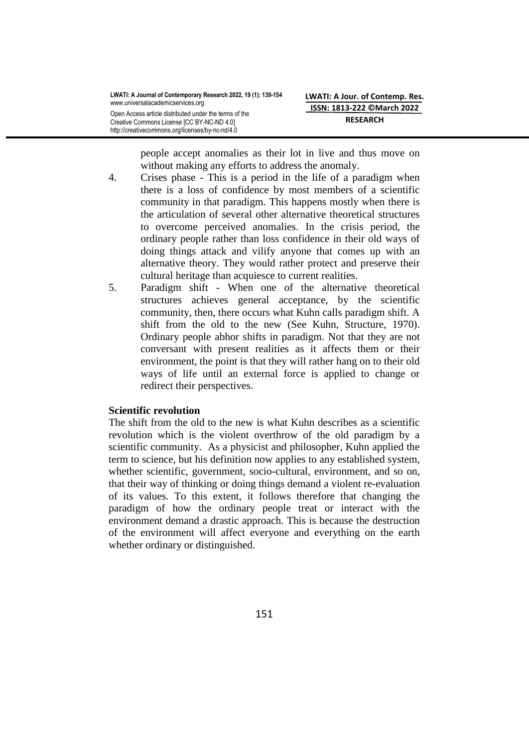people accept anomalies as their lot in live and thus move on without making any efforts to address the anomaly.

4. Crises phase - This is a period in the life of a paradigm when there is a loss of confidence by most members of a scientific community in that paradigm. This happens mostly when there is the articulation of several other alternative theoretical structures to overcome perceived anomalies. In the crisis period, the ordinary people rather than loss confidence in their old ways of doing things attack and vilify anyone that comes up with an alternative theory. They would rather protect and preserve their cultural heritage than acquiesce to current realities.
5. Paradigm shift - When one of the alternative theoretical structures achieves general acceptance, by the scientific community, then, there occurs what Kuhn calls paradigm shift. A shift from the old to the new (See Kuhn, Structure, 1970). Ordinary people abhor shifts in paradigm. Not that they are not conversant with present realities as it affects them or their environment, the point is that they will rather hang on to their old ways of life until an external force is applied to change or redirect their perspectives.

**Scientific revolution**

The shift from the old to the new is what Kuhn describes as a scientific revolution which is the violent overthrow of the old paradigm by a scientific community. As a physicist and philosopher, Kuhn applied the term to science, but his definition now applies to any established system, whether scientific, government, socio-cultural, environment, and so on, that their way of thinking or doing things demand a violent re-evaluation of its values. To this extent, it follows therefore that changing the paradigm of how the ordinary people treat or interact with the environment demand a drastic approach. This is because the destruction of the environment will affect everyone and everything on the earth whether ordinary or distinguished.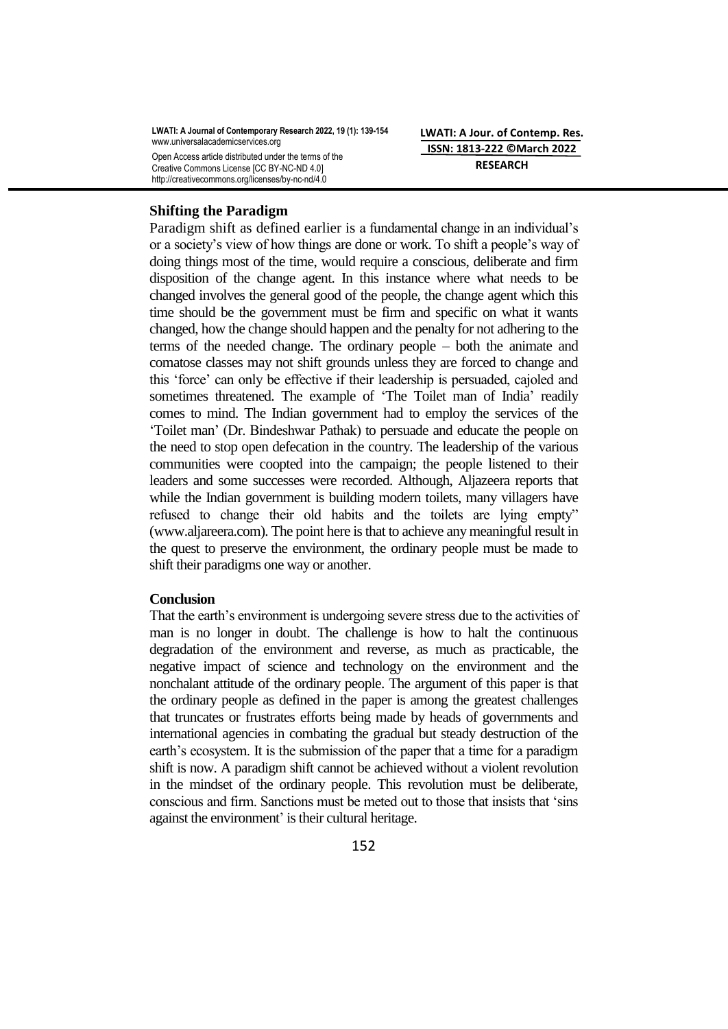### Shifting the Paradigm

Paradigm shift as defined earlier is a fundamental change in an individual's or a society's view of how things are done or work. To shift a people's way of doing things most of the time, would require a conscious, deliberate and firm disposition of the change agent. In this instance where what needs to be changed involves the general good of the people, the change agent which this time should be the government must be firm and specific on what it wants changed, how the change should happen and the penalty for not adhering to the terms of the needed change. The ordinary people – both the animate and comatose classes may not shift grounds unless they are forced to change and this 'force' can only be effective if their leadership is persuaded, cajoled and sometimes threatened. The example of 'The Toilet man of India' readily comes to mind. The Indian government had to employ the services of the 'Toilet man' (Dr. Bindeshwar Pathak) to persuade and educate the people on the need to stop open defecation in the country. The leadership of the various communities were coopted into the campaign; the people listened to their leaders and some successes were recorded. Although, Aljazeera reports that while the Indian government is building modern toilets, many villagers have refused to change their old habits and the toilets are lying empty" (www.aljareera.com). The point here is that to achieve any meaningful result in the quest to preserve the environment, the ordinary people must be made to shift their paradigms one way or another.

### Conclusion

That the earth's environment is undergoing severe stress due to the activities of man is no longer in doubt. The challenge is how to halt the continuous degradation of the environment and reverse, as much as practicable, the negative impact of science and technology on the environment and the nonchalant attitude of the ordinary people. The argument of this paper is that the ordinary people as defined in the paper is among the greatest challenges that truncates or frustrates efforts being made by heads of governments and international agencies in combating the gradual but steady destruction of the earth's ecosystem. It is the submission of the paper that a time for a paradigm shift is now. A paradigm shift cannot be achieved without a violent revolution in the mindset of the ordinary people. This revolution must be deliberate, conscious and firm. Sanctions must be meted out to those that insists that 'sins against the environment' is their cultural heritage.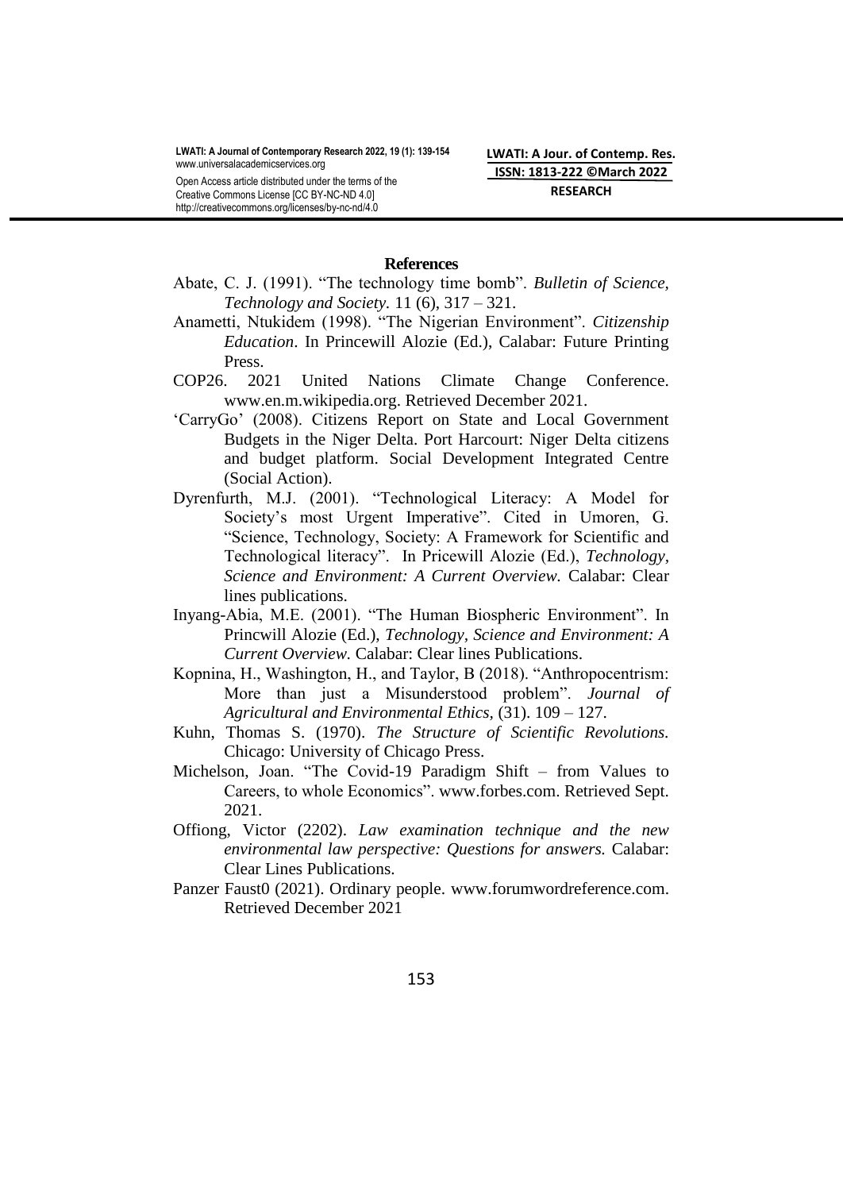## References

Abate, C. J. (1991). "The technology time bomb". *Bulletin of Science, Technology and Society.* 11 (6), 317 – 321.

Anametti, Ntukidem (1998). "The Nigerian Environment". *Citizenship Education*. In Princewill Alozie (Ed.), Calabar: Future Printing Press.

COP26. 2021 United Nations Climate Change Conference. www.en.m.wikipedia.org. Retrieved December 2021.

'CarryGo' (2008). Citizens Report on State and Local Government Budgets in the Niger Delta. Port Harcourt: Niger Delta citizens and budget platform. Social Development Integrated Centre (Social Action).

Dyrenfurth, M.J. (2001). "Technological Literacy: A Model for Society's most Urgent Imperative". Cited in Umoren, G. "Science, Technology, Society: A Framework for Scientific and Technological literacy". In Pricewill Alozie (Ed.), *Technology, Science and Environment: A Current Overview.* Calabar: Clear lines publications.

Inyang-Abia, M.E. (2001). "The Human Biospheric Environment". In Princwill Alozie (Ed.), *Technology, Science and Environment: A Current Overview.* Calabar: Clear lines Publications.

Kopnina, H., Washington, H., and Taylor, B (2018). "Anthropocentrism: More than just a Misunderstood problem". *Journal of Agricultural and Environmental Ethics,* (31). 109 – 127.

Kuhn, Thomas S. (1970). *The Structure of Scientific Revolutions.* Chicago: University of Chicago Press.

Michelson, Joan. "The Covid-19 Paradigm Shift – from Values to Careers, to whole Economics". www.forbes.com. Retrieved Sept. 2021.

Offiong, Victor (2202). *Law examination technique and the new environmental law perspective: Questions for answers.* Calabar: Clear Lines Publications.

Panzer Faust0 (2021). Ordinary people. www.forumwordreference.com. Retrieved December 2021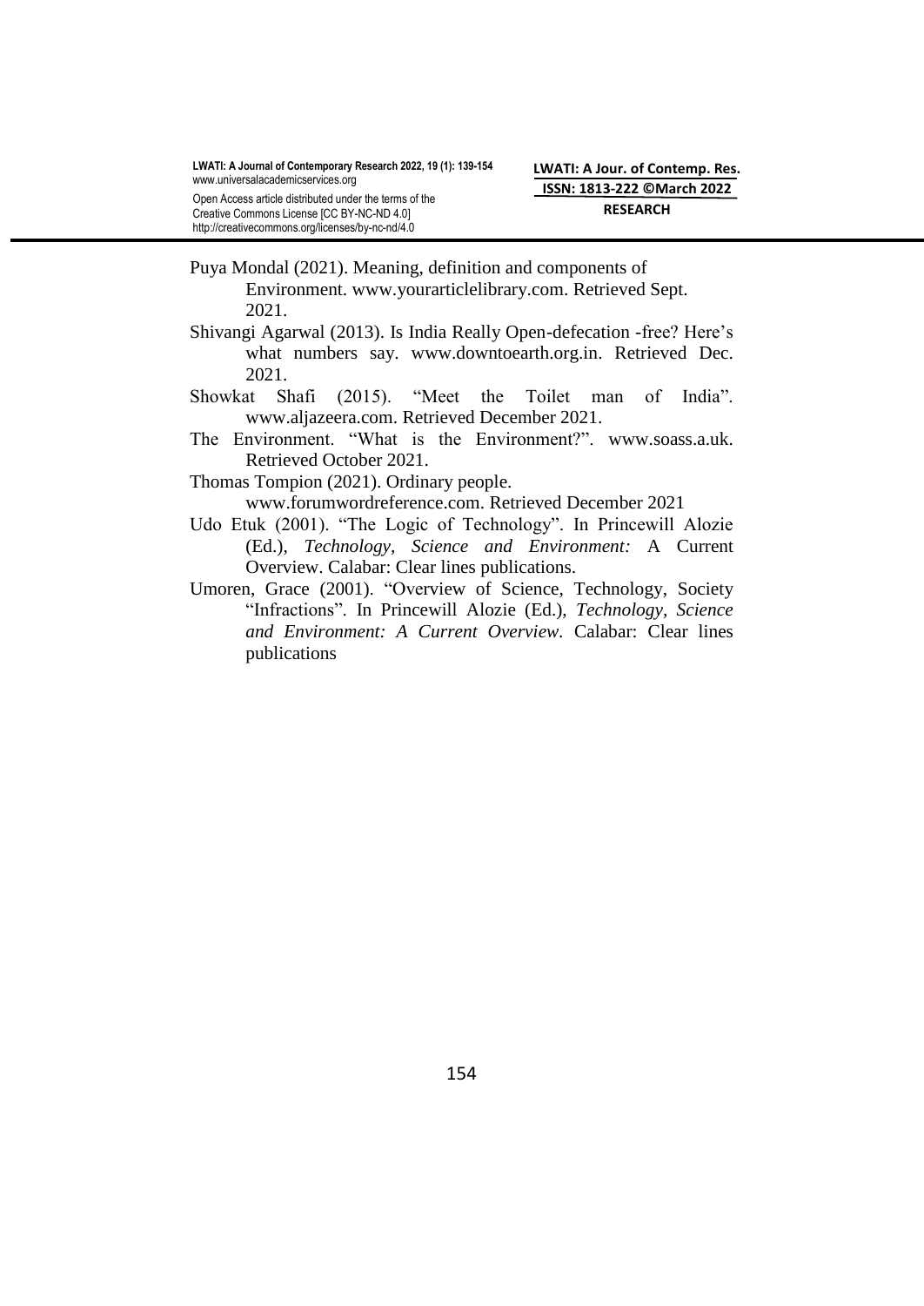Puya Mondal (2021). Meaning, definition and components of Environment. www.yourarticlelibrary.com. Retrieved Sept. 2021.

Shivangi Agarwal (2013). Is India Really Open-defecation -free? Here's what numbers say. www.downtoearth.org.in. Retrieved Dec. 2021.

Showkat Shafi (2015). "Meet the Toilet man of India". www.aljazeera.com. Retrieved December 2021.

The Environment. "What is the Environment?". www.soass.a.uk. Retrieved October 2021.

Thomas Tompion (2021). Ordinary people. www.forumwordreference.com. Retrieved December 2021

Udo Etuk (2001). "The Logic of Technology". In Princewill Alozie (Ed.), *Technology, Science and Environment:* A Current Overview. Calabar: Clear lines publications.

Umoren, Grace (2001). "Overview of Science, Technology, Society "Infractions". In Princewill Alozie (Ed.), *Technology, Science and Environment: A Current Overview*. Calabar: Clear lines publications